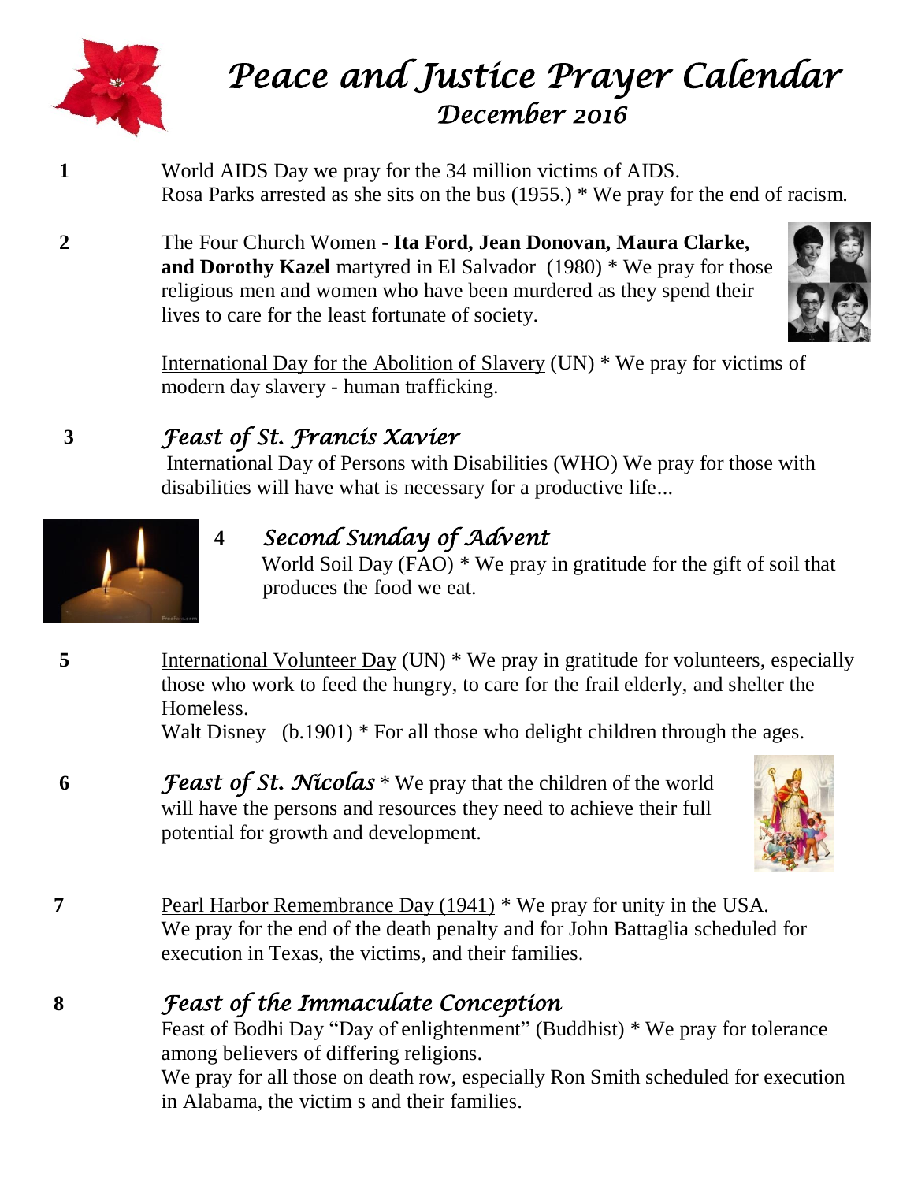# *Peace and Justice Prayer Calendar*
## *December 2016*

**1** World AIDS Day we pray for the 34 million victims of AIDS.
Rosa Parks arrested as she sits on the bus (1955.) * We pray for the end of racism.

**2** The Four Church Women - **Ita Ford, Jean Donovan, Maura Clarke, and Dorothy Kazel** martyred in El Salvador (1980) * We pray for those religious men and women who have been murdered as they spend their lives to care for the least fortunate of society.

International Day for the Abolition of Slavery (UN) * We pray for victims of modern day slavery - human trafficking.

**3** ***Feast of St. Francis Xavier***
International Day of Persons with Disabilities (WHO) We pray for those with disabilities will have what is necessary for a productive life...

**4** ***Second Sunday of Advent***
World Soil Day (FAO) * We pray in gratitude for the gift of soil that produces the food we eat.

**5** International Volunteer Day (UN) * We pray in gratitude for volunteers, especially those who work to feed the hungry, to care for the frail elderly, and shelter the Homeless.
Walt Disney (b.1901) * For all those who delight children through the ages.

**6** ***Feast of St. Nicolas*** * We pray that the children of the world will have the persons and resources they need to achieve their full potential for growth and development.

**7** Pearl Harbor Remembrance Day (1941) * We pray for unity in the USA.
We pray for the end of the death penalty and for John Battaglia scheduled for execution in Texas, the victims, and their families.

**8** ***Feast of the Immaculate Conception***
Feast of Bodhi Day "Day of enlightenment" (Buddhist) * We pray for tolerance among believers of differing religions.
We pray for all those on death row, especially Ron Smith scheduled for execution in Alabama, the victim s and their families.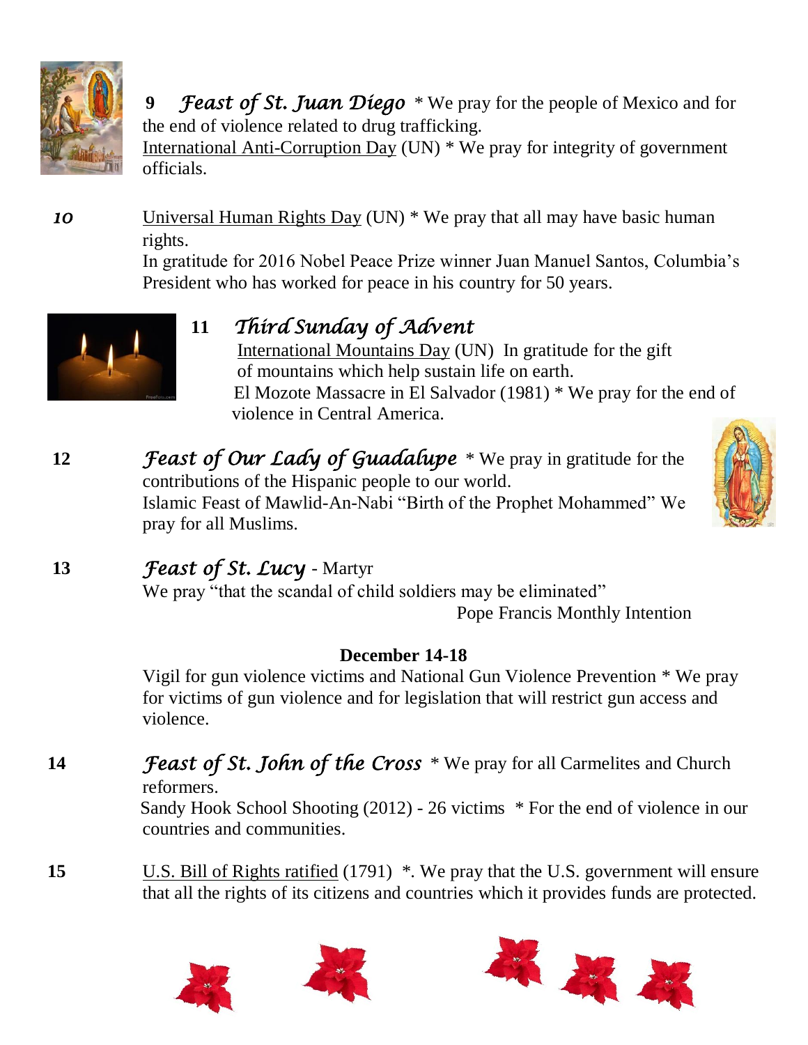**9** *Feast of St. Juan Diego* * We pray for the people of Mexico and for the end of violence related to drug trafficking.
International Anti-Corruption Day (UN) * We pray for integrity of government officials.

***10*** Universal Human Rights Day (UN) * We pray that all may have basic human rights.
In gratitude for 2016 Nobel Peace Prize winner Juan Manuel Santos, Columbia's President who has worked for peace in his country for 50 years.

**11** *Third Sunday of Advent*
International Mountains Day (UN) In gratitude for the gift of mountains which help sustain life on earth.
El Mozote Massacre in El Salvador (1981) * We pray for the end of violence in Central America.

**12** *Feast of Our Lady of Guadalupe* * We pray in gratitude for the contributions of the Hispanic people to our world.
Islamic Feast of Mawlid-An-Nabi "Birth of the Prophet Mohammed" We pray for all Muslims.

**13** *Feast of St. Lucy* - Martyr
We pray "that the scandal of child soldiers may be eliminated"
Pope Francis Monthly Intention

**December 14-18**

Vigil for gun violence victims and National Gun Violence Prevention * We pray for victims of gun violence and for legislation that will restrict gun access and violence.

**14** *Feast of St. John of the Cross* * We pray for all Carmelites and Church reformers.
Sandy Hook School Shooting (2012) - 26 victims * For the end of violence in our countries and communities.

**15** U.S. Bill of Rights ratified (1791) *. We pray that the U.S. government will ensure that all the rights of its citizens and countries which it provides funds are protected.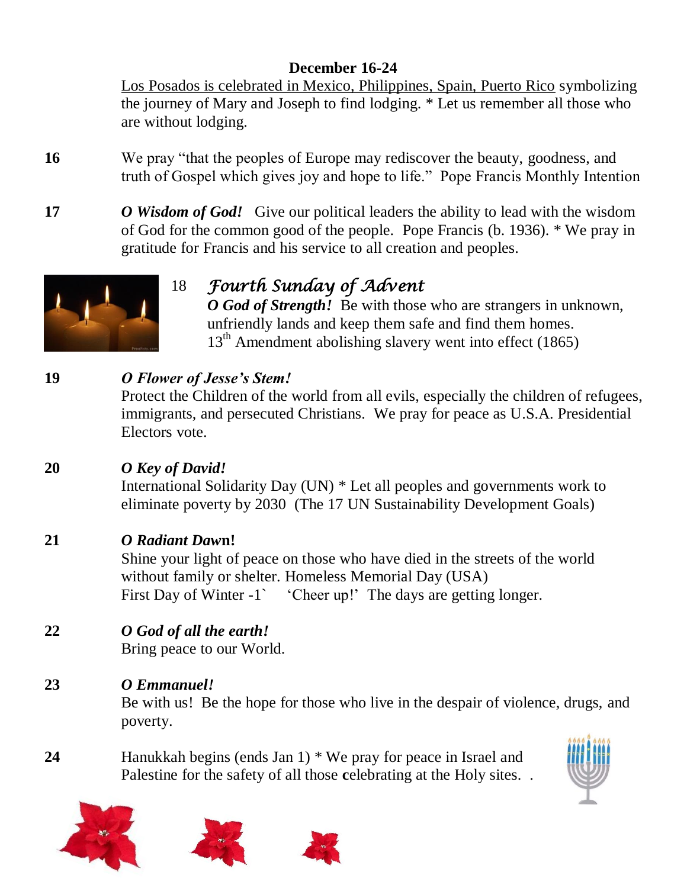**December 16-24**

Los Posados is celebrated in Mexico, Philippines, Spain, Puerto Rico symbolizing the journey of Mary and Joseph to find lodging. * Let us remember all those who are without lodging.

**16** We pray "that the peoples of Europe may rediscover the beauty, goodness, and truth of Gospel which gives joy and hope to life." Pope Francis Monthly Intention

**17** ***O Wisdom of God!*** Give our political leaders the ability to lead with the wisdom of God for the common good of the people. Pope Francis (b. 1936). * We pray in gratitude for Francis and his service to all creation and peoples.

18 *Fourth Sunday of Advent*

***O God of Strength!*** Be with those who are strangers in unknown, unfriendly lands and keep them safe and find them homes.
13th Amendment abolishing slavery went into effect (1865)

**19** ***O Flower of Jesse's Stem!***
Protect the Children of the world from all evils, especially the children of refugees, immigrants, and persecuted Christians. We pray for peace as U.S.A. Presidential Electors vote.

**20** ***O Key of David!***
International Solidarity Day (UN) * Let all peoples and governments work to eliminate poverty by 2030 (The 17 UN Sustainability Development Goals)

**21** ***O Radiant Dawn*!**
Shine your light of peace on those who have died in the streets of the world without family or shelter. Homeless Memorial Day (USA)
First Day of Winter -1` 'Cheer up!' The days are getting longer.

**22** ***O God of all the earth!***
Bring peace to our World.

**23** ***O Emmanuel!***
Be with us! Be the hope for those who live in the despair of violence, drugs, and poverty.

**24** Hanukkah begins (ends Jan 1) * We pray for peace in Israel and Palestine for the safety of all those **c**elebrating at the Holy sites. .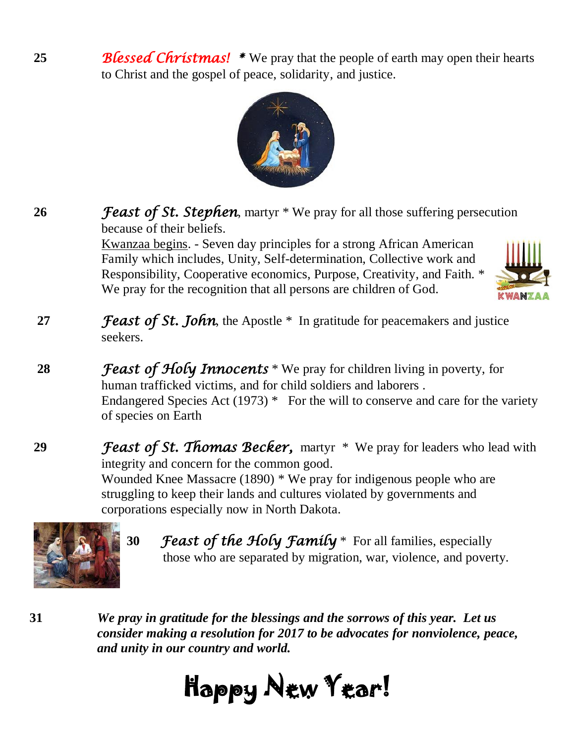**25** *Blessed Christmas!* * We pray that the people of earth may open their hearts to Christ and the gospel of peace, solidarity, and justice.

**26** *Feast of St. Stephen*, martyr * We pray for all those suffering persecution because of their beliefs.
Kwanzaa begins. - Seven day principles for a strong African American Family which includes, Unity, Self-determination, Collective work and Responsibility, Cooperative economics, Purpose, Creativity, and Faith. * We pray for the recognition that all persons are children of God.

**27** *Feast of St. John*, the Apostle * In gratitude for peacemakers and justice seekers.

**28** *Feast of Holy Innocents* * We pray for children living in poverty, for human trafficked victims, and for child soldiers and laborers .
Endangered Species Act (1973) * For the will to conserve and care for the variety of species on Earth

**29** *Feast of St. Thomas Becker,* martyr * We pray for leaders who lead with integrity and concern for the common good.
Wounded Knee Massacre (1890) * We pray for indigenous people who are struggling to keep their lands and cultures violated by governments and corporations especially now in North Dakota.

**30** *Feast of the Holy Family* * For all families, especially those who are separated by migration, war, violence, and poverty.

**31** ***We pray in gratitude for the blessings and the sorrows of this year. Let us consider making a resolution for 2017 to be advocates for nonviolence, peace, and unity in our country and world.***

# Happy New Year!